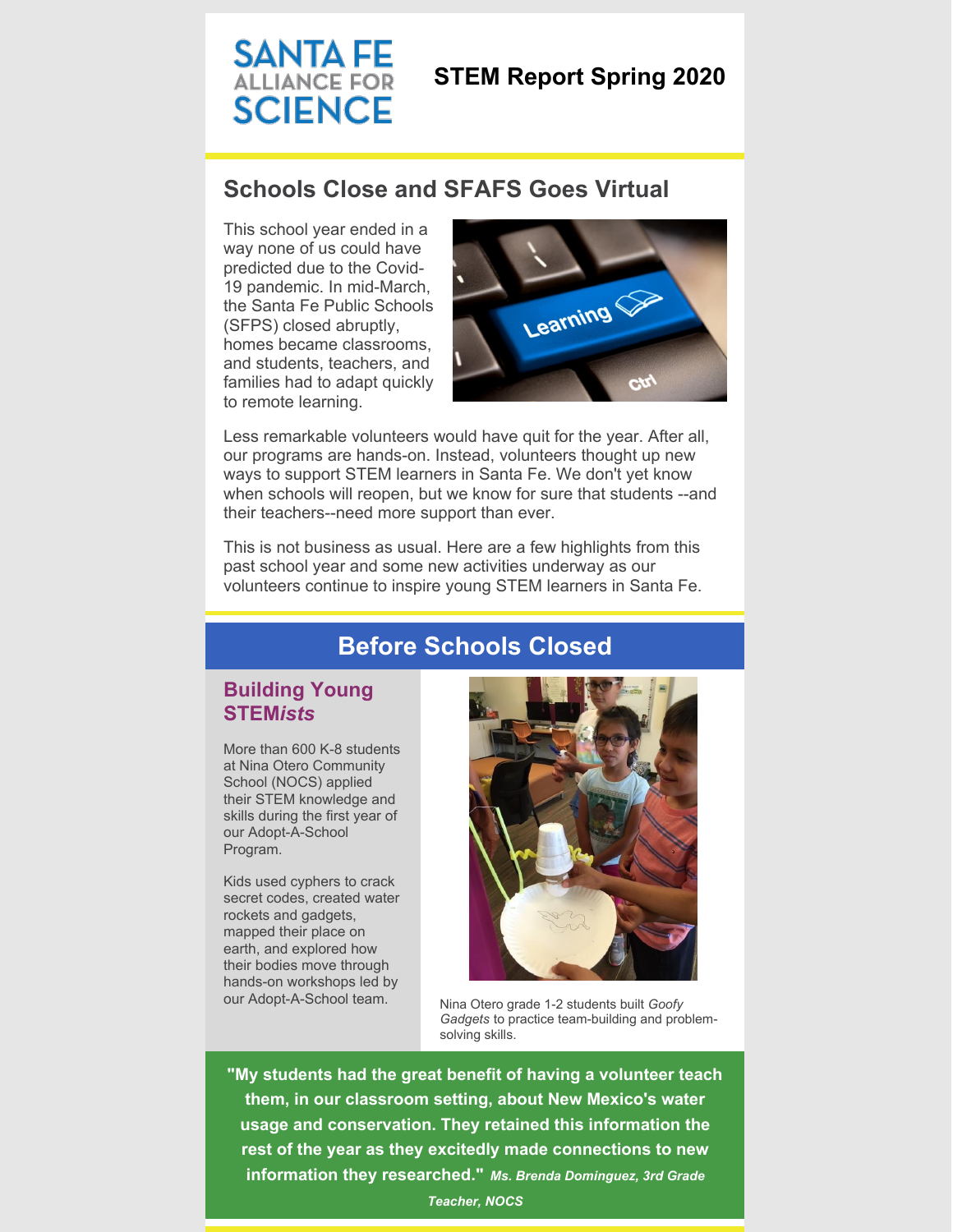# SANTA FE ALLIANCE FOR SCIENCE

## STEM Report Spring 2020

## Schools Close and SFAFS Goes Virtual

This school year ended in a way none of us could have predicted due to the Covid-19 pandemic. In mid-March, the Santa Fe Public Schools (SFPS) closed abruptly, homes became classrooms, and students, teachers, and families had to adapt quickly to remote learning.

Less remarkable volunteers would have quit for the year. After all, our programs are hands-on. Instead, volunteers thought up new ways to support STEM learners in Santa Fe. We don't yet know when schools will reopen, but we know for sure that students --and their teachers--need more support than ever.

This is not business as usual. Here are a few highlights from this past school year and some new activities underway as our volunteers continue to inspire young STEM learners in Santa Fe.

## Before Schools Closed

### Building Young STEM*ists*

More than 600 K-8 students at Nina Otero Community School (NOCS) applied their STEM knowledge and skills during the first year of our Adopt-A-School Program.

Kids used cyphers to crack secret codes, created water rockets and gadgets, mapped their place on earth, and explored how their bodies move through hands-on workshops led by our Adopt-A-School team.

Nina Otero grade 1-2 students built *Goofy Gadgets* to practice team-building and problem-solving skills.

**"My students had the great benefit of having a volunteer teach them, in our classroom setting, about New Mexico's water usage and conservation. They retained this information the rest of the year as they excitedly made connections to new information they researched."** ***Ms. Brenda Dominguez, 3rd Grade Teacher, NOCS***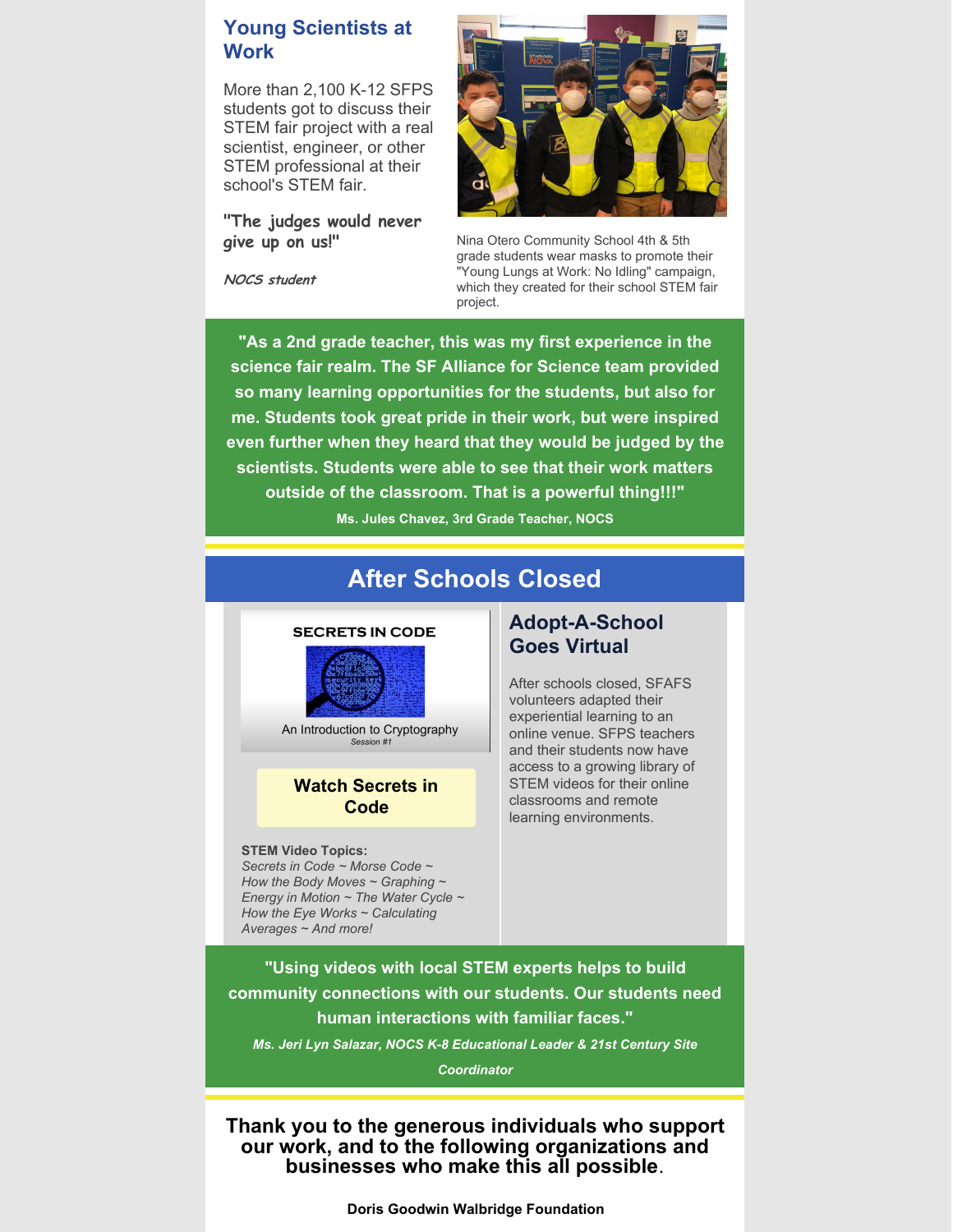## Young Scientists at Work

More than 2,100 K-12 SFPS students got to discuss their STEM fair project with a real scientist, engineer, or other STEM professional at their school's STEM fair.

**"The judges would never give up on us!"**

***NOCS student***

Nina Otero Community School 4th & 5th grade students wear masks to promote their "Young Lungs at Work: No Idling" campaign, which they created for their school STEM fair project.

**"As a 2nd grade teacher, this was my first experience in the science fair realm. The SF Alliance for Science team provided so many learning opportunities for the students, but also for me. Students took great pride in their work, but were inspired even further when they heard that they would be judged by the scientists. Students were able to see that their work matters outside of the classroom. That is a powerful thing!!!"**

**Ms. Jules Chavez, 3rd Grade Teacher, NOCS**

## After Schools Closed

SECRETS IN CODE

An Introduction to Cryptography

*Session #1*

**Watch Secrets in Code**

**STEM Video Topics:**
*Secrets in Code ~ Morse Code ~ How the Body Moves ~ Graphing ~ Energy in Motion ~ The Water Cycle ~ How the Eye Works ~ Calculating Averages ~ And more!*

### Adopt-A-School Goes Virtual

After schools closed, SFAFS volunteers adapted their experiential learning to an online venue. SFPS teachers and their students now have access to a growing library of STEM videos for their online classrooms and remote learning environments.

**"Using videos with local STEM experts helps to build community connections with our students. Our students need human interactions with familiar faces."**

***Ms. Jeri Lyn Salazar, NOCS K-8 Educational Leader & 21st Century Site Coordinator***

**Thank you to the generous individuals who support our work, and to the following organizations and businesses who make this all possible.**

**Doris Goodwin Walbridge Foundation**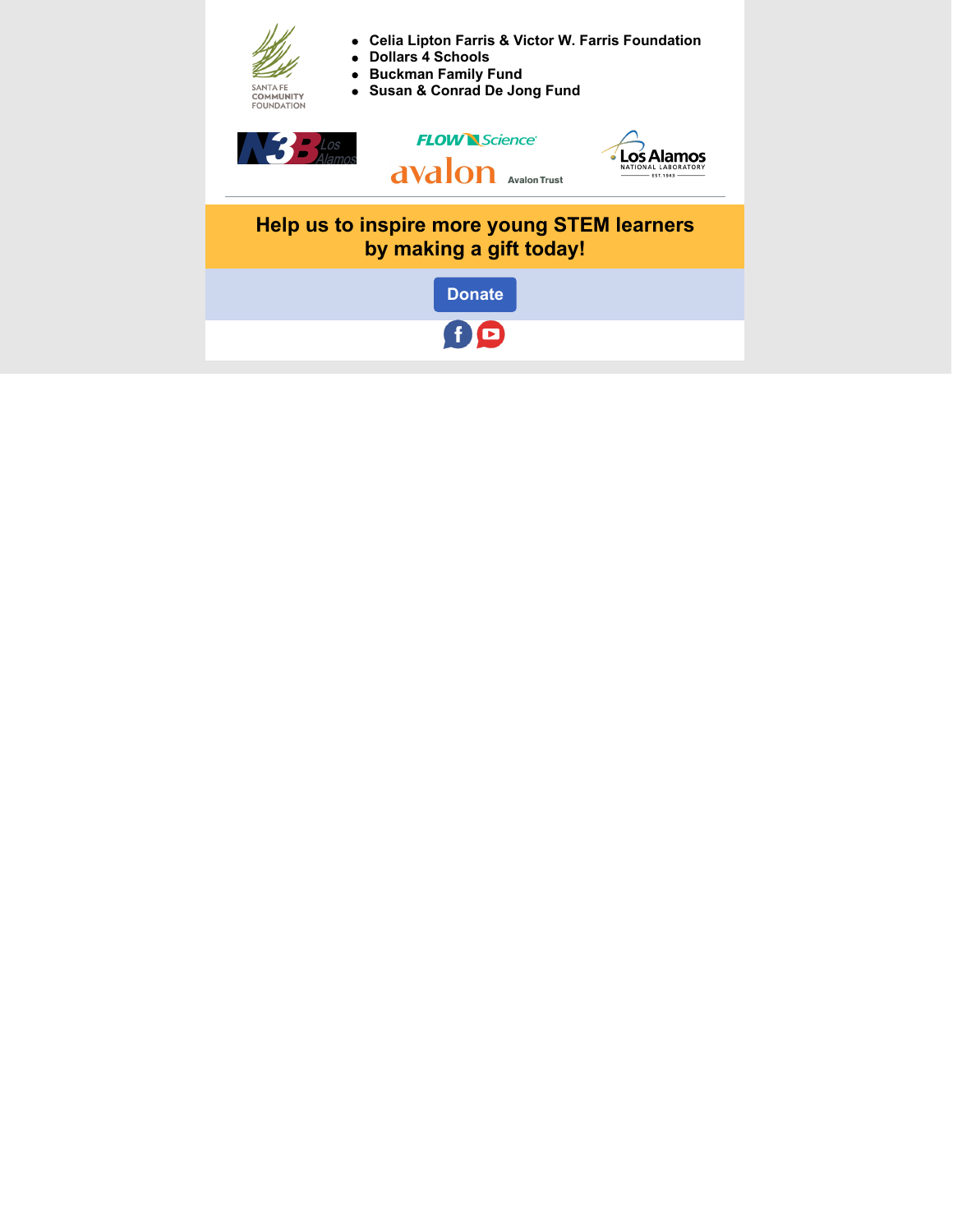- **Celia Lipton Farris & Victor W. Farris Foundation**
- **Dollars 4 Schools**
- **Buckman Family Fund**
- **Susan & Conrad De Jong Fund**

---

## Help us to inspire more young STEM learners by making a gift today!

**Donate**